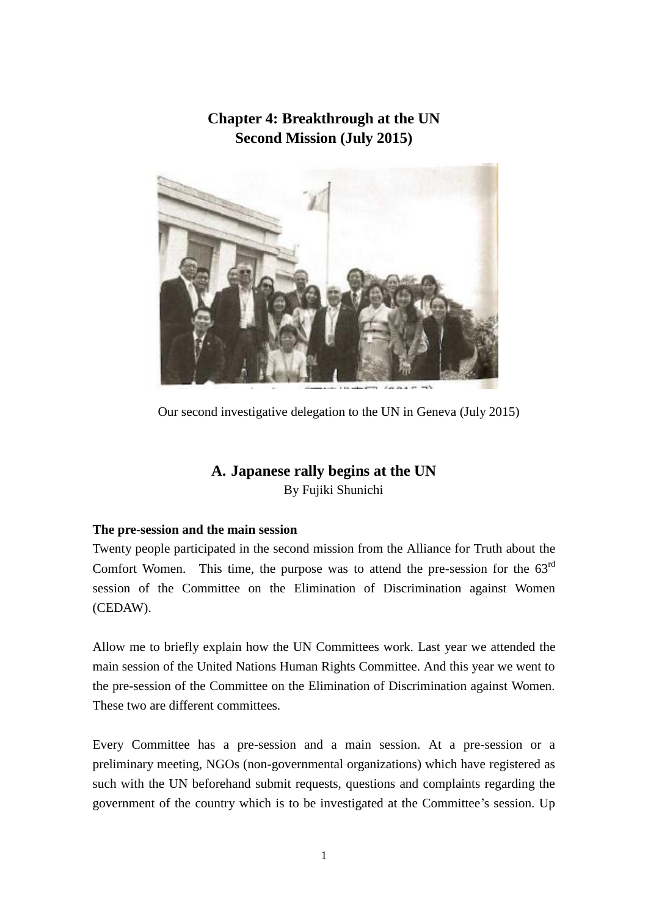# Chapter 4: Breakthrough at the UN
# Second Mission (July 2015)

Our second investigative delegation to the UN in Geneva (July 2015)

## A. Japanese rally begins at the UN

By Fujiki Shunichi

**The pre-session and the main session**

Twenty people participated in the second mission from the Alliance for Truth about the Comfort Women. This time, the purpose was to attend the pre-session for the 63rd session of the Committee on the Elimination of Discrimination against Women (CEDAW).

Allow me to briefly explain how the UN Committees work. Last year we attended the main session of the United Nations Human Rights Committee. And this year we went to the pre-session of the Committee on the Elimination of Discrimination against Women. These two are different committees.

Every Committee has a pre-session and a main session. At a pre-session or a preliminary meeting, NGOs (non-governmental organizations) which have registered as such with the UN beforehand submit requests, questions and complaints regarding the government of the country which is to be investigated at the Committee's session. Up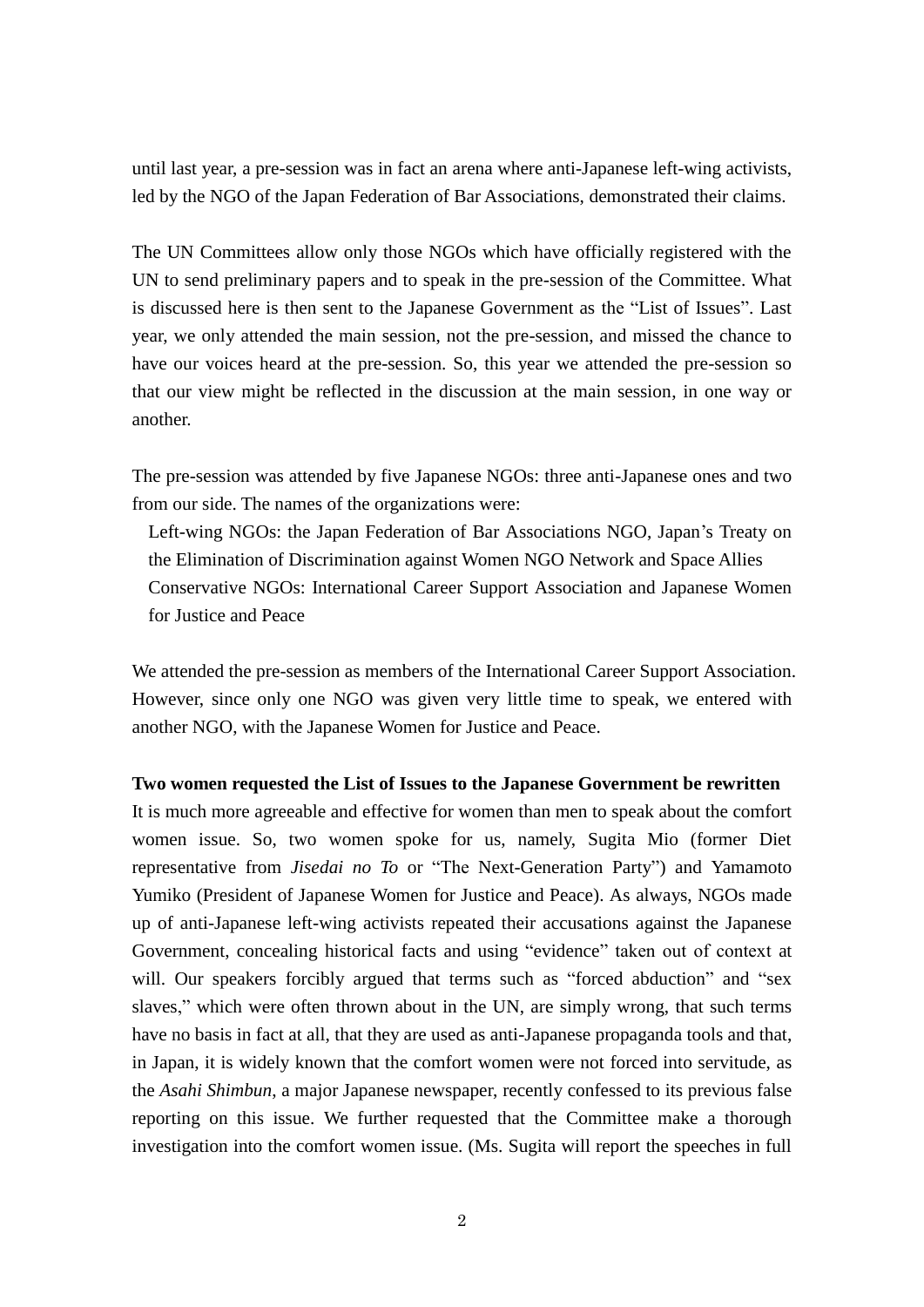until last year, a pre-session was in fact an arena where anti-Japanese left-wing activists, led by the NGO of the Japan Federation of Bar Associations, demonstrated their claims.

The UN Committees allow only those NGOs which have officially registered with the UN to send preliminary papers and to speak in the pre-session of the Committee. What is discussed here is then sent to the Japanese Government as the "List of Issues". Last year, we only attended the main session, not the pre-session, and missed the chance to have our voices heard at the pre-session. So, this year we attended the pre-session so that our view might be reflected in the discussion at the main session, in one way or another.

The pre-session was attended by five Japanese NGOs: three anti-Japanese ones and two from our side. The names of the organizations were:

Left-wing NGOs: the Japan Federation of Bar Associations NGO, Japan's Treaty on the Elimination of Discrimination against Women NGO Network and Space Allies
Conservative NGOs: International Career Support Association and Japanese Women for Justice and Peace

We attended the pre-session as members of the International Career Support Association. However, since only one NGO was given very little time to speak, we entered with another NGO, with the Japanese Women for Justice and Peace.

**Two women requested the List of Issues to the Japanese Government be rewritten**

It is much more agreeable and effective for women than men to speak about the comfort women issue. So, two women spoke for us, namely, Sugita Mio (former Diet representative from *Jisedai no To* or "The Next-Generation Party") and Yamamoto Yumiko (President of Japanese Women for Justice and Peace). As always, NGOs made up of anti-Japanese left-wing activists repeated their accusations against the Japanese Government, concealing historical facts and using "evidence" taken out of context at will. Our speakers forcibly argued that terms such as "forced abduction" and "sex slaves," which were often thrown about in the UN, are simply wrong, that such terms have no basis in fact at all, that they are used as anti-Japanese propaganda tools and that, in Japan, it is widely known that the comfort women were not forced into servitude, as the *Asahi Shimbun*, a major Japanese newspaper, recently confessed to its previous false reporting on this issue. We further requested that the Committee make a thorough investigation into the comfort women issue. (Ms. Sugita will report the speeches in full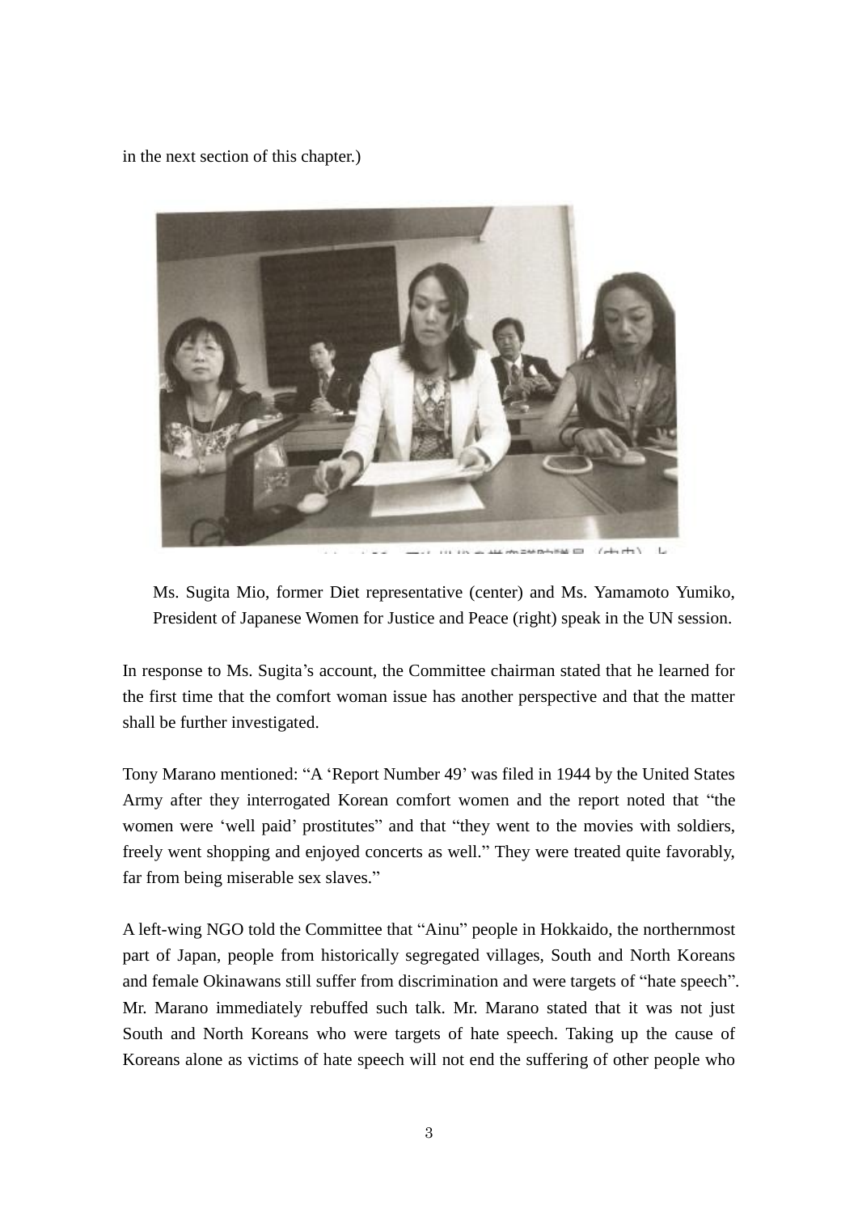in the next section of this chapter.)

Ms. Sugita Mio, former Diet representative (center) and Ms. Yamamoto Yumiko, President of Japanese Women for Justice and Peace (right) speak in the UN session.

In response to Ms. Sugita's account, the Committee chairman stated that he learned for the first time that the comfort woman issue has another perspective and that the matter shall be further investigated.

Tony Marano mentioned: "A 'Report Number 49' was filed in 1944 by the United States Army after they interrogated Korean comfort women and the report noted that "the women were 'well paid' prostitutes" and that "they went to the movies with soldiers, freely went shopping and enjoyed concerts as well." They were treated quite favorably, far from being miserable sex slaves."

A left-wing NGO told the Committee that "Ainu" people in Hokkaido, the northernmost part of Japan, people from historically segregated villages, South and North Koreans and female Okinawans still suffer from discrimination and were targets of "hate speech". Mr. Marano immediately rebuffed such talk. Mr. Marano stated that it was not just South and North Koreans who were targets of hate speech. Taking up the cause of Koreans alone as victims of hate speech will not end the suffering of other people who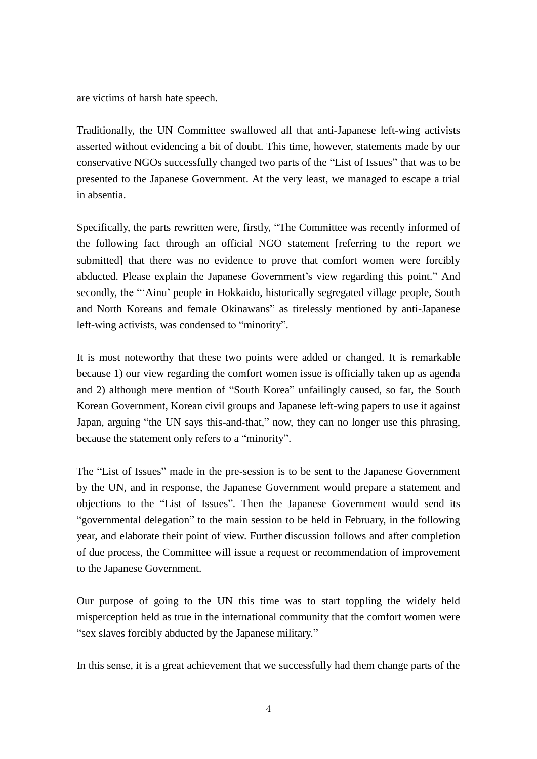are victims of harsh hate speech.

Traditionally, the UN Committee swallowed all that anti-Japanese left-wing activists asserted without evidencing a bit of doubt. This time, however, statements made by our conservative NGOs successfully changed two parts of the "List of Issues" that was to be presented to the Japanese Government. At the very least, we managed to escape a trial in absentia.

Specifically, the parts rewritten were, firstly, "The Committee was recently informed of the following fact through an official NGO statement [referring to the report we submitted] that there was no evidence to prove that comfort women were forcibly abducted. Please explain the Japanese Government's view regarding this point." And secondly, the "'Ainu' people in Hokkaido, historically segregated village people, South and North Koreans and female Okinawans" as tirelessly mentioned by anti-Japanese left-wing activists, was condensed to "minority".

It is most noteworthy that these two points were added or changed. It is remarkable because 1) our view regarding the comfort women issue is officially taken up as agenda and 2) although mere mention of "South Korea" unfailingly caused, so far, the South Korean Government, Korean civil groups and Japanese left-wing papers to use it against Japan, arguing "the UN says this-and-that," now, they can no longer use this phrasing, because the statement only refers to a "minority".

The "List of Issues" made in the pre-session is to be sent to the Japanese Government by the UN, and in response, the Japanese Government would prepare a statement and objections to the "List of Issues". Then the Japanese Government would send its "governmental delegation" to the main session to be held in February, in the following year, and elaborate their point of view. Further discussion follows and after completion of due process, the Committee will issue a request or recommendation of improvement to the Japanese Government.

Our purpose of going to the UN this time was to start toppling the widely held misperception held as true in the international community that the comfort women were "sex slaves forcibly abducted by the Japanese military."

In this sense, it is a great achievement that we successfully had them change parts of the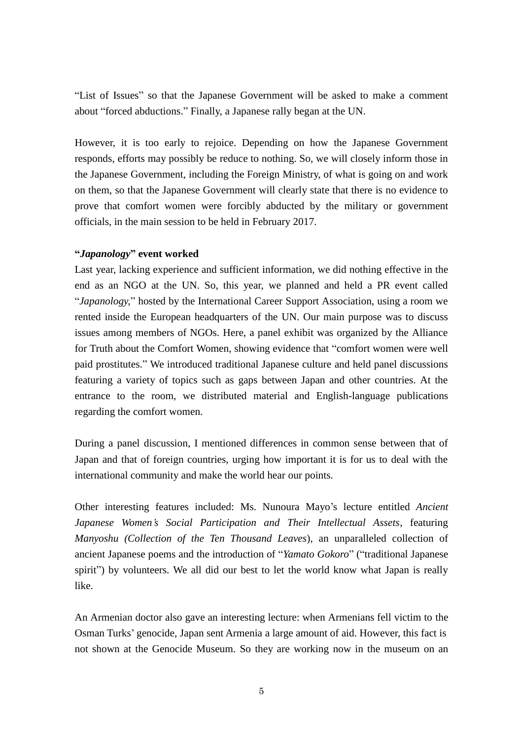"List of Issues" so that the Japanese Government will be asked to make a comment about "forced abductions." Finally, a Japanese rally began at the UN.

However, it is too early to rejoice. Depending on how the Japanese Government responds, efforts may possibly be reduce to nothing. So, we will closely inform those in the Japanese Government, including the Foreign Ministry, of what is going on and work on them, so that the Japanese Government will clearly state that there is no evidence to prove that comfort women were forcibly abducted by the military or government officials, in the main session to be held in February 2017.

**"*Japanology*" event worked**

Last year, lacking experience and sufficient information, we did nothing effective in the end as an NGO at the UN. So, this year, we planned and held a PR event called "*Japanology*," hosted by the International Career Support Association, using a room we rented inside the European headquarters of the UN. Our main purpose was to discuss issues among members of NGOs. Here, a panel exhibit was organized by the Alliance for Truth about the Comfort Women, showing evidence that "comfort women were well paid prostitutes." We introduced traditional Japanese culture and held panel discussions featuring a variety of topics such as gaps between Japan and other countries. At the entrance to the room, we distributed material and English-language publications regarding the comfort women.

During a panel discussion, I mentioned differences in common sense between that of Japan and that of foreign countries, urging how important it is for us to deal with the international community and make the world hear our points.

Other interesting features included: Ms. Nunoura Mayo's lecture entitled *Ancient Japanese Women's Social Participation and Their Intellectual Assets*, featuring *Manyoshu (Collection of the Ten Thousand Leaves*), an unparalleled collection of ancient Japanese poems and the introduction of "*Yamato Gokoro*" ("traditional Japanese spirit") by volunteers. We all did our best to let the world know what Japan is really like.

An Armenian doctor also gave an interesting lecture: when Armenians fell victim to the Osman Turks' genocide, Japan sent Armenia a large amount of aid. However, this fact is not shown at the Genocide Museum. So they are working now in the museum on an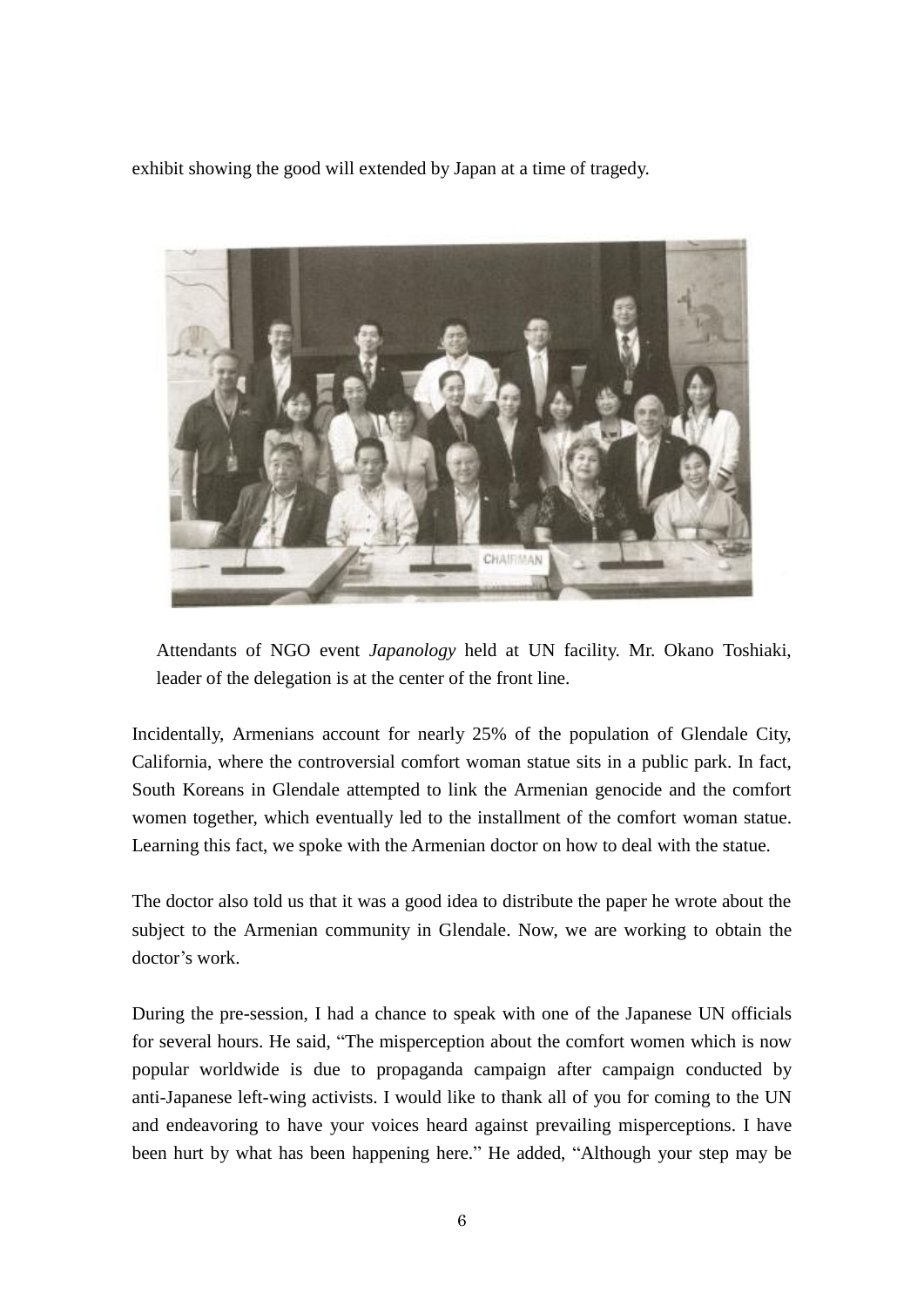exhibit showing the good will extended by Japan at a time of tragedy.

Attendants of NGO event *Japanology* held at UN facility. Mr. Okano Toshiaki, leader of the delegation is at the center of the front line.

Incidentally, Armenians account for nearly 25% of the population of Glendale City, California, where the controversial comfort woman statue sits in a public park. In fact, South Koreans in Glendale attempted to link the Armenian genocide and the comfort women together, which eventually led to the installment of the comfort woman statue. Learning this fact, we spoke with the Armenian doctor on how to deal with the statue.

The doctor also told us that it was a good idea to distribute the paper he wrote about the subject to the Armenian community in Glendale. Now, we are working to obtain the doctor's work.

During the pre-session, I had a chance to speak with one of the Japanese UN officials for several hours. He said, "The misperception about the comfort women which is now popular worldwide is due to propaganda campaign after campaign conducted by anti-Japanese left-wing activists. I would like to thank all of you for coming to the UN and endeavoring to have your voices heard against prevailing misperceptions. I have been hurt by what has been happening here." He added, "Although your step may be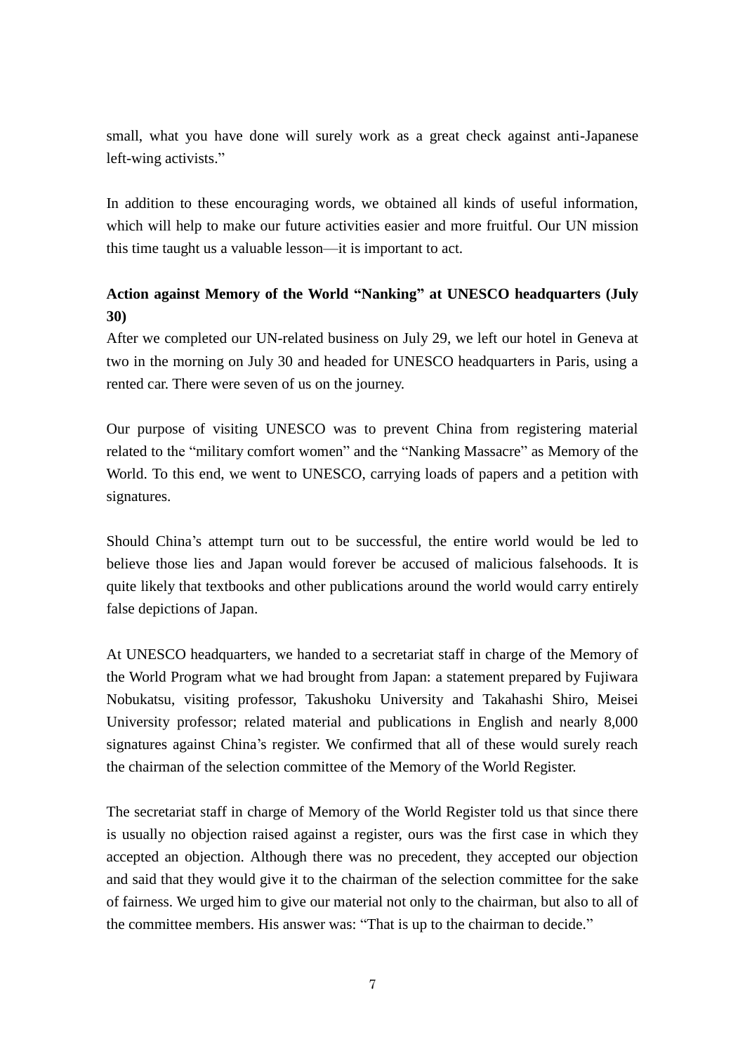small, what you have done will surely work as a great check against anti-Japanese left-wing activists."

In addition to these encouraging words, we obtained all kinds of useful information, which will help to make our future activities easier and more fruitful. Our UN mission this time taught us a valuable lesson—it is important to act.

**Action against Memory of the World "Nanking" at UNESCO headquarters (July 30)**

After we completed our UN-related business on July 29, we left our hotel in Geneva at two in the morning on July 30 and headed for UNESCO headquarters in Paris, using a rented car. There were seven of us on the journey.

Our purpose of visiting UNESCO was to prevent China from registering material related to the "military comfort women" and the "Nanking Massacre" as Memory of the World. To this end, we went to UNESCO, carrying loads of papers and a petition with signatures.

Should China's attempt turn out to be successful, the entire world would be led to believe those lies and Japan would forever be accused of malicious falsehoods. It is quite likely that textbooks and other publications around the world would carry entirely false depictions of Japan.

At UNESCO headquarters, we handed to a secretariat staff in charge of the Memory of the World Program what we had brought from Japan: a statement prepared by Fujiwara Nobukatsu, visiting professor, Takushoku University and Takahashi Shiro, Meisei University professor; related material and publications in English and nearly 8,000 signatures against China's register. We confirmed that all of these would surely reach the chairman of the selection committee of the Memory of the World Register.

The secretariat staff in charge of Memory of the World Register told us that since there is usually no objection raised against a register, ours was the first case in which they accepted an objection. Although there was no precedent, they accepted our objection and said that they would give it to the chairman of the selection committee for the sake of fairness. We urged him to give our material not only to the chairman, but also to all of the committee members. His answer was: "That is up to the chairman to decide."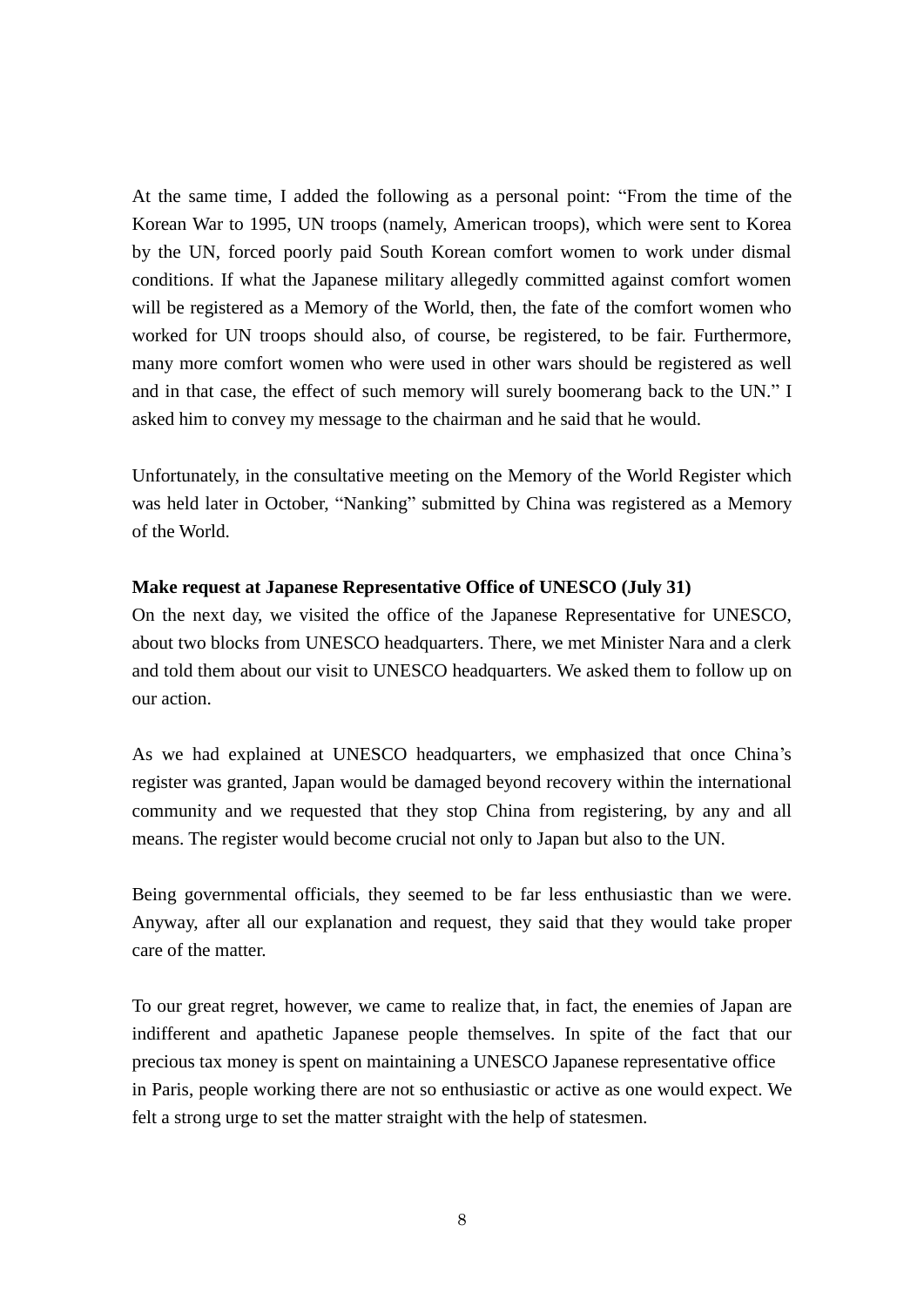At the same time, I added the following as a personal point: "From the time of the Korean War to 1995, UN troops (namely, American troops), which were sent to Korea by the UN, forced poorly paid South Korean comfort women to work under dismal conditions. If what the Japanese military allegedly committed against comfort women will be registered as a Memory of the World, then, the fate of the comfort women who worked for UN troops should also, of course, be registered, to be fair. Furthermore, many more comfort women who were used in other wars should be registered as well and in that case, the effect of such memory will surely boomerang back to the UN." I asked him to convey my message to the chairman and he said that he would.

Unfortunately, in the consultative meeting on the Memory of the World Register which was held later in October, "Nanking" submitted by China was registered as a Memory of the World.

**Make request at Japanese Representative Office of UNESCO (July 31)**

On the next day, we visited the office of the Japanese Representative for UNESCO, about two blocks from UNESCO headquarters. There, we met Minister Nara and a clerk and told them about our visit to UNESCO headquarters. We asked them to follow up on our action.

As we had explained at UNESCO headquarters, we emphasized that once China's register was granted, Japan would be damaged beyond recovery within the international community and we requested that they stop China from registering, by any and all means. The register would become crucial not only to Japan but also to the UN.

Being governmental officials, they seemed to be far less enthusiastic than we were. Anyway, after all our explanation and request, they said that they would take proper care of the matter.

To our great regret, however, we came to realize that, in fact, the enemies of Japan are indifferent and apathetic Japanese people themselves. In spite of the fact that our precious tax money is spent on maintaining a UNESCO Japanese representative office in Paris, people working there are not so enthusiastic or active as one would expect. We felt a strong urge to set the matter straight with the help of statesmen.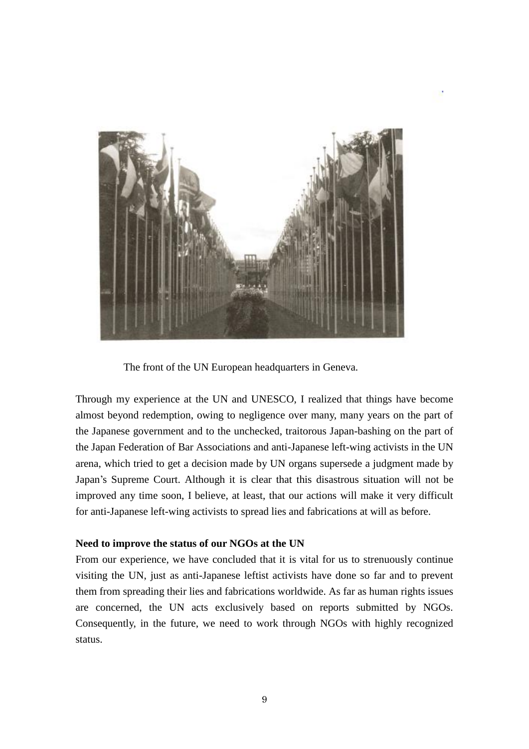The front of the UN European headquarters in Geneva.

Through my experience at the UN and UNESCO, I realized that things have become almost beyond redemption, owing to negligence over many, many years on the part of the Japanese government and to the unchecked, traitorous Japan-bashing on the part of the Japan Federation of Bar Associations and anti-Japanese left-wing activists in the UN arena, which tried to get a decision made by UN organs supersede a judgment made by Japan’s Supreme Court. Although it is clear that this disastrous situation will not be improved any time soon, I believe, at least, that our actions will make it very difficult for anti-Japanese left-wing activists to spread lies and fabrications at will as before.

**Need to improve the status of our NGOs at the UN**

From our experience, we have concluded that it is vital for us to strenuously continue visiting the UN, just as anti-Japanese leftist activists have done so far and to prevent them from spreading their lies and fabrications worldwide. As far as human rights issues are concerned, the UN acts exclusively based on reports submitted by NGOs. Consequently, in the future, we need to work through NGOs with highly recognized status.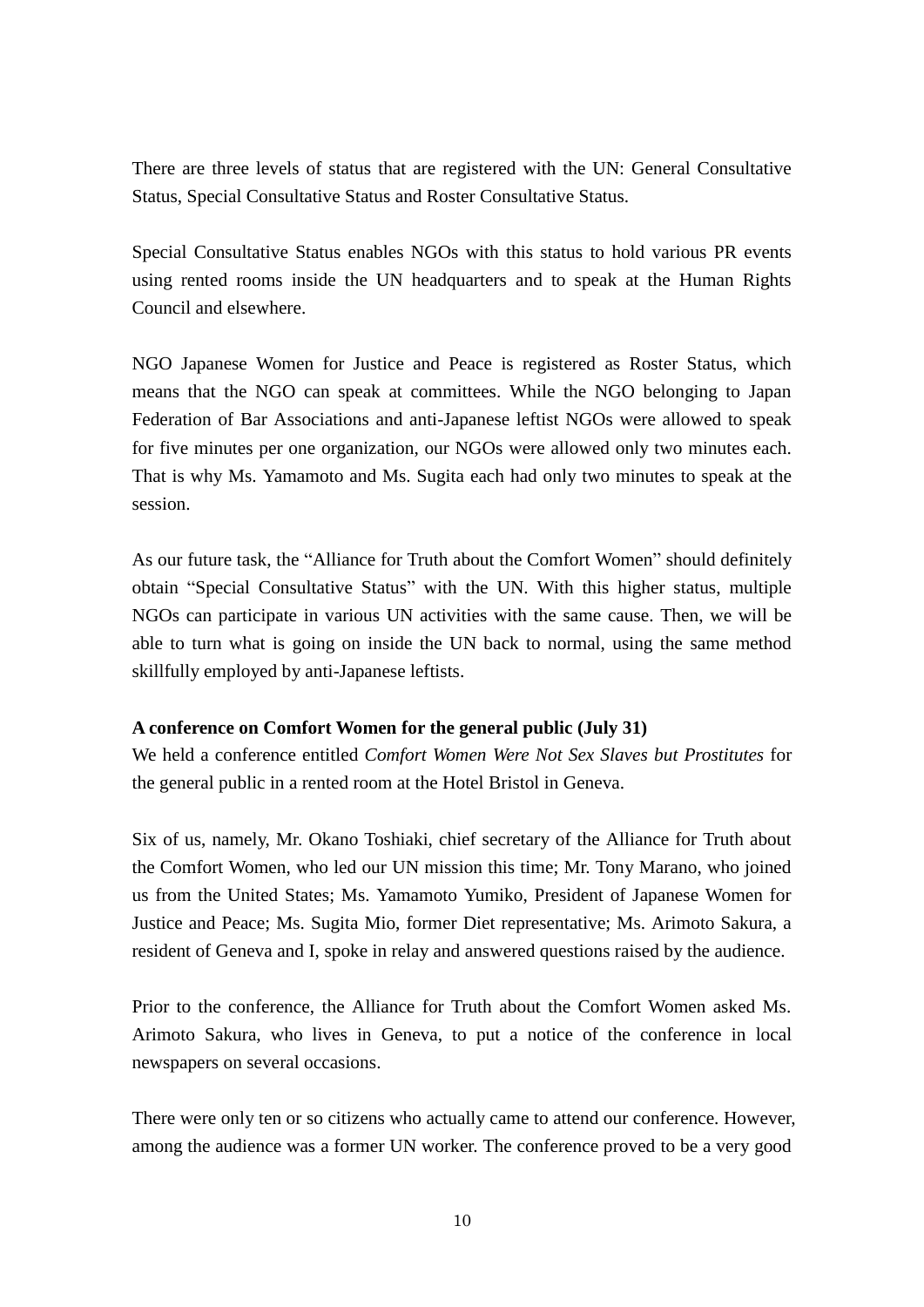There are three levels of status that are registered with the UN: General Consultative Status, Special Consultative Status and Roster Consultative Status.

Special Consultative Status enables NGOs with this status to hold various PR events using rented rooms inside the UN headquarters and to speak at the Human Rights Council and elsewhere.

NGO Japanese Women for Justice and Peace is registered as Roster Status, which means that the NGO can speak at committees. While the NGO belonging to Japan Federation of Bar Associations and anti-Japanese leftist NGOs were allowed to speak for five minutes per one organization, our NGOs were allowed only two minutes each. That is why Ms. Yamamoto and Ms. Sugita each had only two minutes to speak at the session.

As our future task, the "Alliance for Truth about the Comfort Women" should definitely obtain "Special Consultative Status" with the UN. With this higher status, multiple NGOs can participate in various UN activities with the same cause. Then, we will be able to turn what is going on inside the UN back to normal, using the same method skillfully employed by anti-Japanese leftists.

**A conference on Comfort Women for the general public (July 31)**

We held a conference entitled *Comfort Women Were Not Sex Slaves but Prostitutes* for the general public in a rented room at the Hotel Bristol in Geneva.

Six of us, namely, Mr. Okano Toshiaki, chief secretary of the Alliance for Truth about the Comfort Women, who led our UN mission this time; Mr. Tony Marano, who joined us from the United States; Ms. Yamamoto Yumiko, President of Japanese Women for Justice and Peace; Ms. Sugita Mio, former Diet representative; Ms. Arimoto Sakura, a resident of Geneva and I, spoke in relay and answered questions raised by the audience.

Prior to the conference, the Alliance for Truth about the Comfort Women asked Ms. Arimoto Sakura, who lives in Geneva, to put a notice of the conference in local newspapers on several occasions.

There were only ten or so citizens who actually came to attend our conference. However, among the audience was a former UN worker. The conference proved to be a very good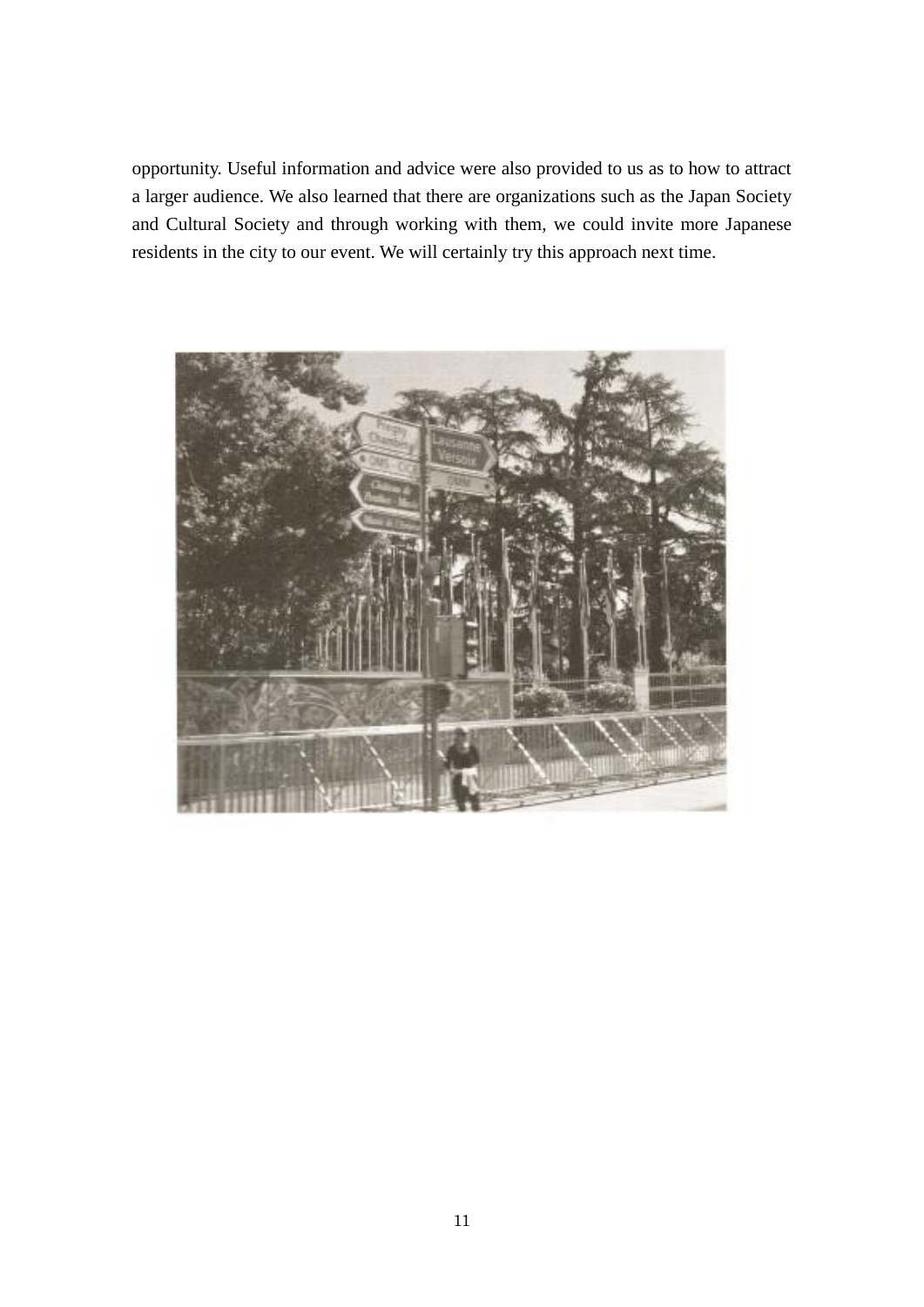opportunity. Useful information and advice were also provided to us as to how to attract a larger audience. We also learned that there are organizations such as the Japan Society and Cultural Society and through working with them, we could invite more Japanese residents in the city to our event. We will certainly try this approach next time.